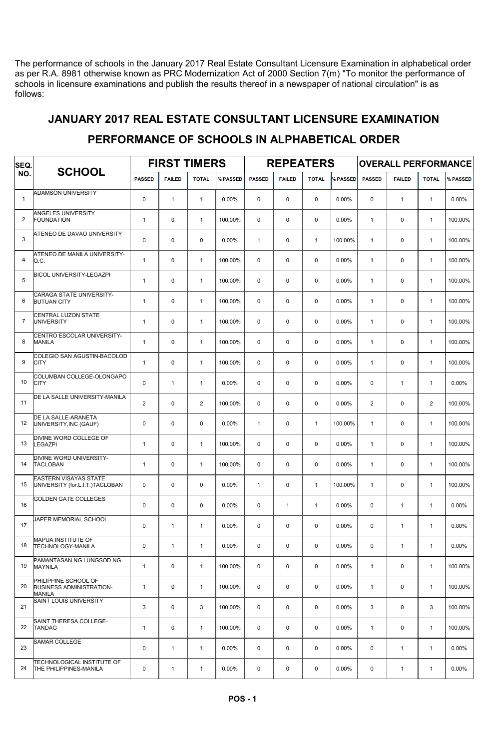The performance of schools in the January 2017 Real Estate Consultant Licensure Examination in alphabetical order as per R.A. 8981 otherwise known as PRC Modernization Act of 2000 Section 7(m) "To monitor the performance of schools in licensure examinations and publish the results thereof in a newspaper of national circulation" is as follows:

## JANUARY 2017 REAL ESTATE CONSULTANT LICENSURE EXAMINATION

## PERFORMANCE OF SCHOOLS IN ALPHABETICAL ORDER

| SEQ. NO. | SCHOOL | FIRST TIMERS | | | | REPEATERS | | | | OVERALL PERFORMANCE | | | |
|---|---|---|---|---|---|---|---|---|---|---|---|---|---|
| | | PASSED | FAILED | TOTAL | % PASSED | PASSED | FAILED | TOTAL | % PASSED | PASSED | FAILED | TOTAL | % PASSED |
| 1 | ADAMSON UNIVERSITY | 0 | 1 | 1 | 0.00% | 0 | 0 | 0 | 0.00% | 0 | 1 | 1 | 0.00% |
| 2 | ANGELES UNIVERSITY FOUNDATION | 1 | 0 | 1 | 100.00% | 0 | 0 | 0 | 0.00% | 1 | 0 | 1 | 100.00% |
| 3 | ATENEO DE DAVAO UNIVERSITY | 0 | 0 | 0 | 0.00% | 1 | 0 | 1 | 100.00% | 1 | 0 | 1 | 100.00% |
| 4 | ATENEO DE MANILA UNIVERSITY-Q.C. | 1 | 0 | 1 | 100.00% | 0 | 0 | 0 | 0.00% | 1 | 0 | 1 | 100.00% |
| 5 | BICOL UNIVERSITY-LEGAZPI | 1 | 0 | 1 | 100.00% | 0 | 0 | 0 | 0.00% | 1 | 0 | 1 | 100.00% |
| 6 | CARAGA STATE UNIVERSITY-BUTUAN CITY | 1 | 0 | 1 | 100.00% | 0 | 0 | 0 | 0.00% | 1 | 0 | 1 | 100.00% |
| 7 | CENTRAL LUZON STATE UNIVERSITY | 1 | 0 | 1 | 100.00% | 0 | 0 | 0 | 0.00% | 1 | 0 | 1 | 100.00% |
| 8 | CENTRO ESCOLAR UNIVERSITY-MANILA | 1 | 0 | 1 | 100.00% | 0 | 0 | 0 | 0.00% | 1 | 0 | 1 | 100.00% |
| 9 | COLEGIO SAN AGUSTIN-BACOLOD CITY | 1 | 0 | 1 | 100.00% | 0 | 0 | 0 | 0.00% | 1 | 0 | 1 | 100.00% |
| 10 | COLUMBAN COLLEGE-OLONGAPO CITY | 0 | 1 | 1 | 0.00% | 0 | 0 | 0 | 0.00% | 0 | 1 | 1 | 0.00% |
| 11 | DE LA SALLE UNIVERSITY-MANILA | 2 | 0 | 2 | 100.00% | 0 | 0 | 0 | 0.00% | 2 | 0 | 2 | 100.00% |
| 12 | DE LA SALLE-ARANETA UNIVERSITY,INC (GAUF) | 0 | 0 | 0 | 0.00% | 1 | 0 | 1 | 100.00% | 1 | 0 | 1 | 100.00% |
| 13 | DIVINE WORD COLLEGE OF LEGAZPI | 1 | 0 | 1 | 100.00% | 0 | 0 | 0 | 0.00% | 1 | 0 | 1 | 100.00% |
| 14 | DIVINE WORD UNIVERSITY-TACLOBAN | 1 | 0 | 1 | 100.00% | 0 | 0 | 0 | 0.00% | 1 | 0 | 1 | 100.00% |
| 15 | EASTERN VISAYAS STATE UNIVERSITY (for.L.I.T.)TACLOBAN | 0 | 0 | 0 | 0.00% | 1 | 0 | 1 | 100.00% | 1 | 0 | 1 | 100.00% |
| 16 | GOLDEN GATE COLLEGES | 0 | 0 | 0 | 0.00% | 0 | 1 | 1 | 0.00% | 0 | 1 | 1 | 0.00% |
| 17 | JAPER MEMORIAL SCHOOL | 0 | 1 | 1 | 0.00% | 0 | 0 | 0 | 0.00% | 0 | 1 | 1 | 0.00% |
| 18 | MAPUA INSTITUTE OF TECHNOLOGY-MANILA | 0 | 1 | 1 | 0.00% | 0 | 0 | 0 | 0.00% | 0 | 1 | 1 | 0.00% |
| 19 | PAMANTASAN NG LUNGSOD NG MAYNILA | 1 | 0 | 1 | 100.00% | 0 | 0 | 0 | 0.00% | 1 | 0 | 1 | 100.00% |
| 20 | PHILIPPINE SCHOOL OF BUSINESS ADMINISTRATION-MANILA | 1 | 0 | 1 | 100.00% | 0 | 0 | 0 | 0.00% | 1 | 0 | 1 | 100.00% |
| 21 | SAINT LOUIS UNIVERSITY | 3 | 0 | 3 | 100.00% | 0 | 0 | 0 | 0.00% | 3 | 0 | 3 | 100.00% |
| 22 | SAINT THERESA COLLEGE-TANDAG | 1 | 0 | 1 | 100.00% | 0 | 0 | 0 | 0.00% | 1 | 0 | 1 | 100.00% |
| 23 | SAMAR COLLEGE | 0 | 1 | 1 | 0.00% | 0 | 0 | 0 | 0.00% | 0 | 1 | 1 | 0.00% |
| 24 | TECHNOLOGICAL INSTITUTE OF THE PHILIPPINES-MANILA | 0 | 1 | 1 | 0.00% | 0 | 0 | 0 | 0.00% | 0 | 1 | 1 | 0.00% |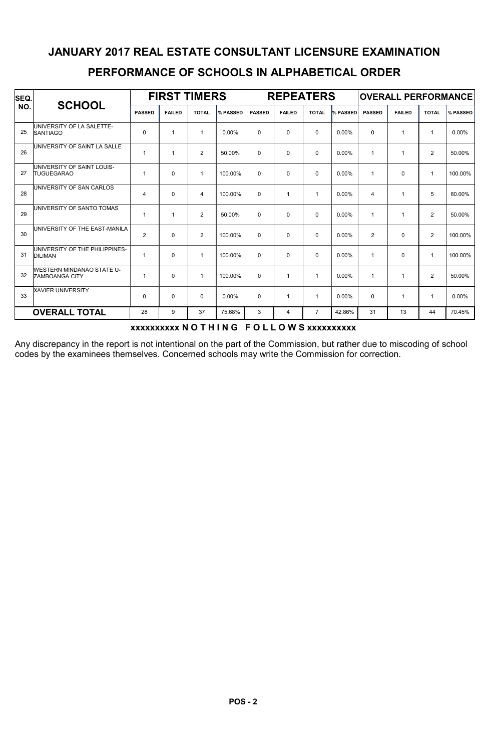# JANUARY 2017 REAL ESTATE CONSULTANT LICENSURE EXAMINATION

## PERFORMANCE OF SCHOOLS IN ALPHABETICAL ORDER

| SEQ. NO. | SCHOOL | FIRST TIMERS | | | | REPEATERS | | | | OVERALL PERFORMANCE | | | |
|---|---|---|---|---|---|---|---|---|---|---|---|---|---|
| | | PASSED | FAILED | TOTAL | % PASSED | PASSED | FAILED | TOTAL | % PASSED | PASSED | FAILED | TOTAL | % PASSED |
| 25 | UNIVERSITY OF LA SALETTE-SANTIAGO | 0 | 1 | 1 | 0.00% | 0 | 0 | 0 | 0.00% | 0 | 1 | 1 | 0.00% |
| 26 | UNIVERSITY OF SAINT LA SALLE | 1 | 1 | 2 | 50.00% | 0 | 0 | 0 | 0.00% | 1 | 1 | 2 | 50.00% |
| 27 | UNIVERSITY OF SAINT LOUIS-TUGUEGARAO | 1 | 0 | 1 | 100.00% | 0 | 0 | 0 | 0.00% | 1 | 0 | 1 | 100.00% |
| 28 | UNIVERSITY OF SAN CARLOS | 4 | 0 | 4 | 100.00% | 0 | 1 | 1 | 0.00% | 4 | 1 | 5 | 80.00% |
| 29 | UNIVERSITY OF SANTO TOMAS | 1 | 1 | 2 | 50.00% | 0 | 0 | 0 | 0.00% | 1 | 1 | 2 | 50.00% |
| 30 | UNIVERSITY OF THE EAST-MANILA | 2 | 0 | 2 | 100.00% | 0 | 0 | 0 | 0.00% | 2 | 0 | 2 | 100.00% |
| 31 | UNIVERSITY OF THE PHILIPPINES-DILIMAN | 1 | 0 | 1 | 100.00% | 0 | 0 | 0 | 0.00% | 1 | 0 | 1 | 100.00% |
| 32 | WESTERN MINDANAO STATE U-ZAMBOANGA CITY | 1 | 0 | 1 | 100.00% | 0 | 1 | 1 | 0.00% | 1 | 1 | 2 | 50.00% |
| 33 | XAVIER UNIVERSITY | 0 | 0 | 0 | 0.00% | 0 | 1 | 1 | 0.00% | 0 | 1 | 1 | 0.00% |
| | **OVERALL TOTAL** | 28 | 9 | 37 | 75.68% | 3 | 4 | 7 | 42.86% | 31 | 13 | 44 | 70.45% |

**xxxxxxxxxx N O T H I N G F O L L O W S xxxxxxxxxx**

Any discrepancy in the report is not intentional on the part of the Commission, but rather due to miscoding of school codes by the examinees themselves. Concerned schools may write the Commission for correction.